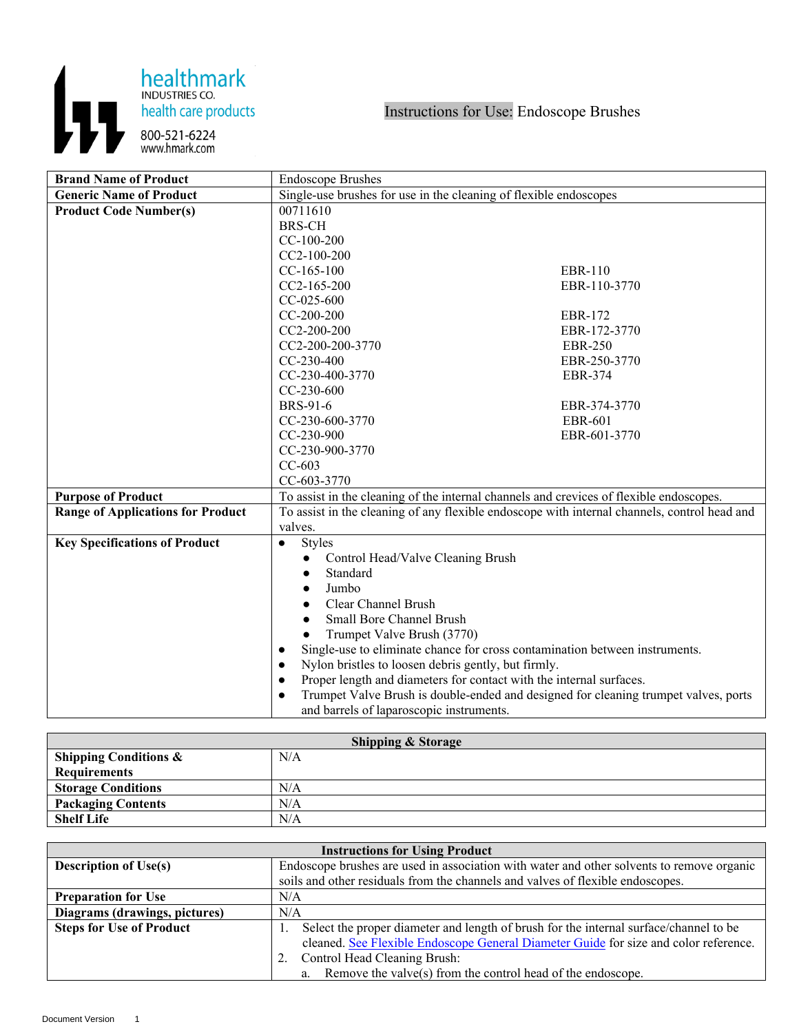healthmark
INDUSTRIES CO.
health care products
800-521-6224
www.hmark.com

# Instructions for Use: Endoscope Brushes

| Brand Name of Product | Endoscope Brushes |
|---|---|
| **Generic Name of Product** | Single-use brushes for use in the cleaning of flexible endoscopes |
| **Product Code Number(s)** | 00711610<br>BRS-CH<br>CC-100-200<br>CC2-100-200<br>CC-165-100<br>CC2-165-200<br>CC-025-600<br>CC-200-200<br>CC2-200-200<br>CC2-200-200-3770<br>CC-230-400<br>CC-230-400-3770<br>CC-230-600<br>BRS-91-6<br>CC-230-600-3770<br>CC-230-900<br>CC-230-900-3770<br>CC-603<br>CC-603-3770<br>EBR-110<br>EBR-110-3770<br>EBR-172<br>EBR-172-3770<br>EBR-250<br>EBR-250-3770<br>EBR-374<br>EBR-374-3770<br>EBR-601<br>EBR-601-3770 |
| **Purpose of Product** | To assist in the cleaning of the internal channels and crevices of flexible endoscopes. |
| **Range of Applications for Product** | To assist in the cleaning of any flexible endoscope with internal channels, control head and valves. |
| **Key Specifications of Product** | • Styles<br>  ◦ Control Head/Valve Cleaning Brush<br>  ◦ Standard<br>  ◦ Jumbo<br>  ◦ Clear Channel Brush<br>  ◦ Small Bore Channel Brush<br>  ◦ Trumpet Valve Brush (3770)<br>• Single-use to eliminate chance for cross contamination between instruments.<br>• Nylon bristles to loosen debris gently, but firmly.<br>• Proper length and diameters for contact with the internal surfaces.<br>• Trumpet Valve Brush is double-ended and designed for cleaning trumpet valves, ports and barrels of laparoscopic instruments. |

| Shipping & Storage | |
|---|---|
| **Shipping Conditions & Requirements** | N/A |
| **Storage Conditions** | N/A |
| **Packaging Contents** | N/A |
| **Shelf Life** | N/A |

| Instructions for Using Product | |
|---|---|
| **Description of Use(s)** | Endoscope brushes are used in association with water and other solvents to remove organic soils and other residuals from the channels and valves of flexible endoscopes. |
| **Preparation for Use** | N/A |
| **Diagrams (drawings, pictures)** | N/A |
| **Steps for Use of Product** | 1. Select the proper diameter and length of brush for the internal surface/channel to be cleaned. See Flexible Endoscope General Diameter Guide for size and color reference.<br>2. Control Head Cleaning Brush:<br>  a. Remove the valve(s) from the control head of the endoscope. |

Document Version 1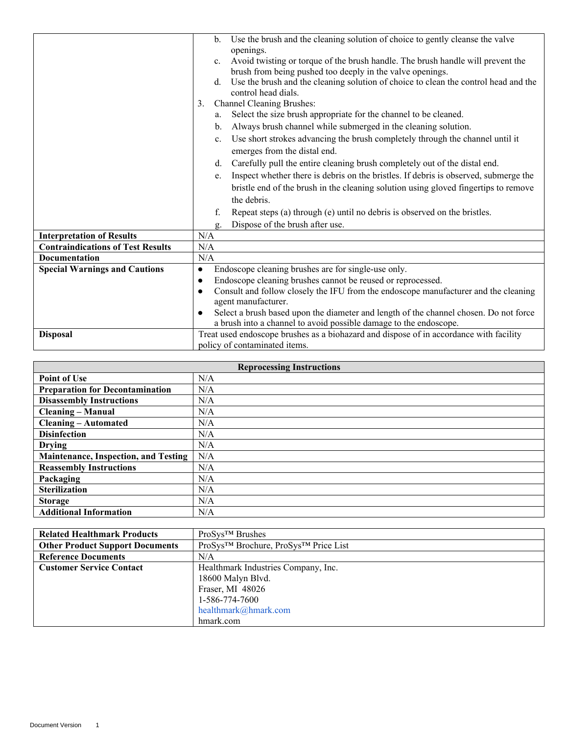| | |
|---|---|
| | b. Use the brush and the cleaning solution of choice to gently cleanse the valve openings.<br>c. Avoid twisting or torque of the brush handle. The brush handle will prevent the brush from being pushed too deeply in the valve openings.<br>d. Use the brush and the cleaning solution of choice to clean the control head and the control head dials.<br>3. Channel Cleaning Brushes:<br>a. Select the size brush appropriate for the channel to be cleaned.<br>b. Always brush channel while submerged in the cleaning solution.<br>c. Use short strokes advancing the brush completely through the channel until it emerges from the distal end.<br>d. Carefully pull the entire cleaning brush completely out of the distal end.<br>e. Inspect whether there is debris on the bristles. If debris is observed, submerge the bristle end of the brush in the cleaning solution using gloved fingertips to remove the debris.<br>f. Repeat steps (a) through (e) until no debris is observed on the bristles.<br>g. Dispose of the brush after use. |
| **Interpretation of Results** | N/A |
| **Contraindications of Test Results** | N/A |
| **Documentation** | N/A |
| **Special Warnings and Cautions** | • Endoscope cleaning brushes are for single-use only.<br>• Endoscope cleaning brushes cannot be reused or reprocessed.<br>• Consult and follow closely the IFU from the endoscope manufacturer and the cleaning agent manufacturer.<br>• Select a brush based upon the diameter and length of the channel chosen. Do not force a brush into a channel to avoid possible damage to the endoscope. |
| **Disposal** | Treat used endoscope brushes as a biohazard and dispose of in accordance with facility policy of contaminated items. |

| **Reprocessing Instructions** | |
|---|---|
| **Point of Use** | N/A |
| **Preparation for Decontamination** | N/A |
| **Disassembly Instructions** | N/A |
| **Cleaning – Manual** | N/A |
| **Cleaning – Automated** | N/A |
| **Disinfection** | N/A |
| **Drying** | N/A |
| **Maintenance, Inspection, and Testing** | N/A |
| **Reassembly Instructions** | N/A |
| **Packaging** | N/A |
| **Sterilization** | N/A |
| **Storage** | N/A |
| **Additional Information** | N/A |

| | |
|---|---|
| **Related Healthmark Products** | ProSys™ Brushes |
| **Other Product Support Documents** | ProSys™ Brochure, ProSys™ Price List |
| **Reference Documents** | N/A |
| **Customer Service Contact** | Healthmark Industries Company, Inc.<br>18600 Malyn Blvd.<br>Fraser, MI 48026<br>1-586-774-7600<br>healthmark@hmark.com<br>hmark.com |

Document Version 1